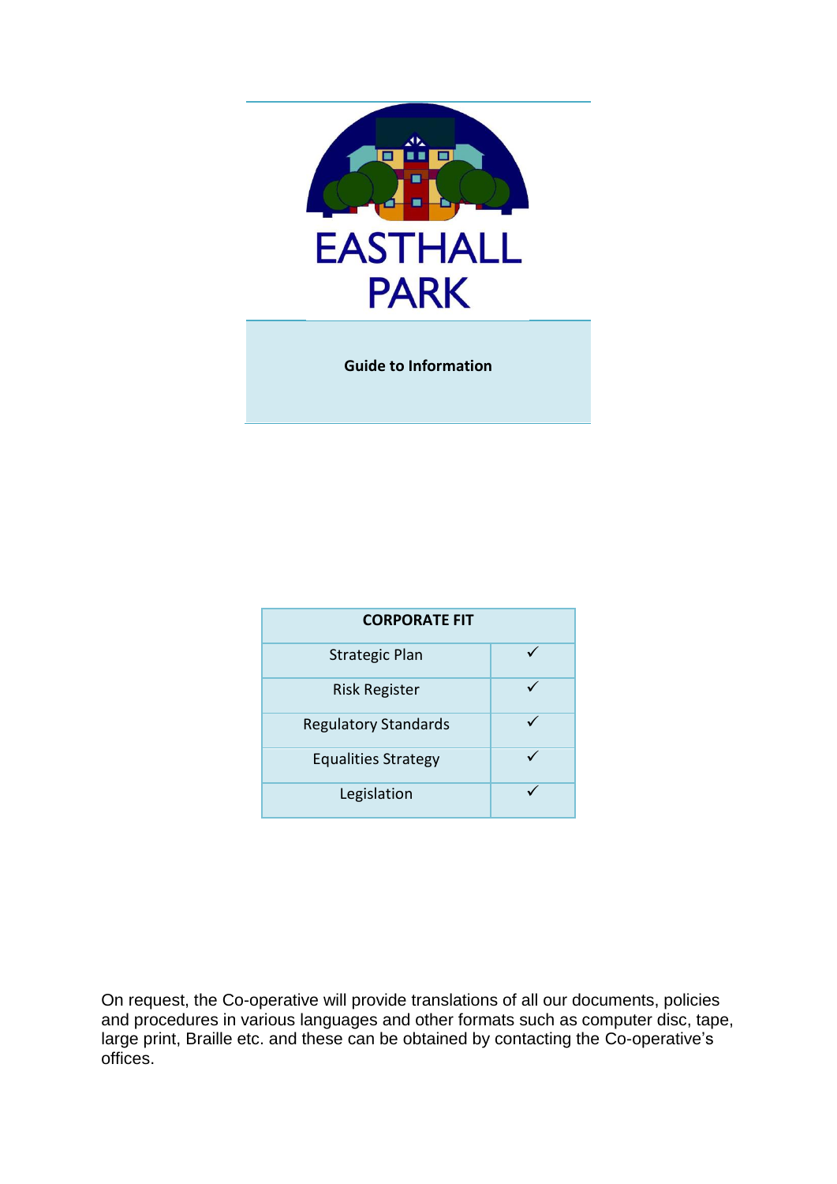# EASTHALL PARK

**Guide to Information**

| CORPORATE FIT | |
|---|---|
| Strategic Plan | ✓ |
| Risk Register | ✓ |
| Regulatory Standards | ✓ |
| Equalities Strategy | ✓ |
| Legislation | ✓ |

On request, the Co-operative will provide translations of all our documents, policies and procedures in various languages and other formats such as computer disc, tape, large print, Braille etc. and these can be obtained by contacting the Co-operative's offices.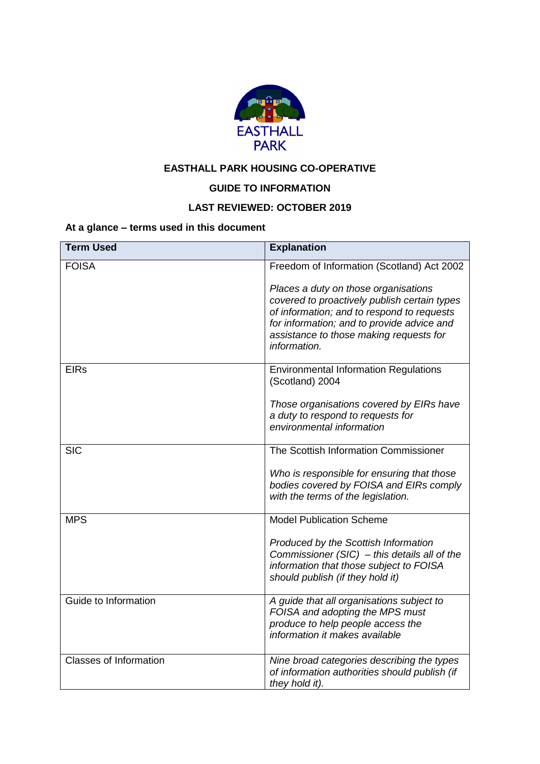**EASTHALL PARK HOUSING CO-OPERATIVE**

**GUIDE TO INFORMATION**

**LAST REVIEWED: OCTOBER 2019**

**At a glance – terms used in this document**

| Term Used | Explanation |
|---|---|
| FOISA | Freedom of Information (Scotland) Act 2002<br><br>*Places a duty on those organisations covered to proactively publish certain types of information; and to respond to requests for information; and to provide advice and assistance to those making requests for information.* |
| EIRs | Environmental Information Regulations (Scotland) 2004<br><br>*Those organisations covered by EIRs have a duty to respond to requests for environmental information* |
| SIC | The Scottish Information Commissioner<br><br>*Who is responsible for ensuring that those bodies covered by FOISA and EIRs comply with the terms of the legislation.* |
| MPS | Model Publication Scheme<br><br>*Produced by the Scottish Information Commissioner (SIC) – this details all of the information that those subject to FOISA should publish (if they hold it)* |
| Guide to Information | *A guide that all organisations subject to FOISA and adopting the MPS must produce to help people access the information it makes available* |
| Classes of Information | *Nine broad categories describing the types of information authorities should publish (if they hold it).* |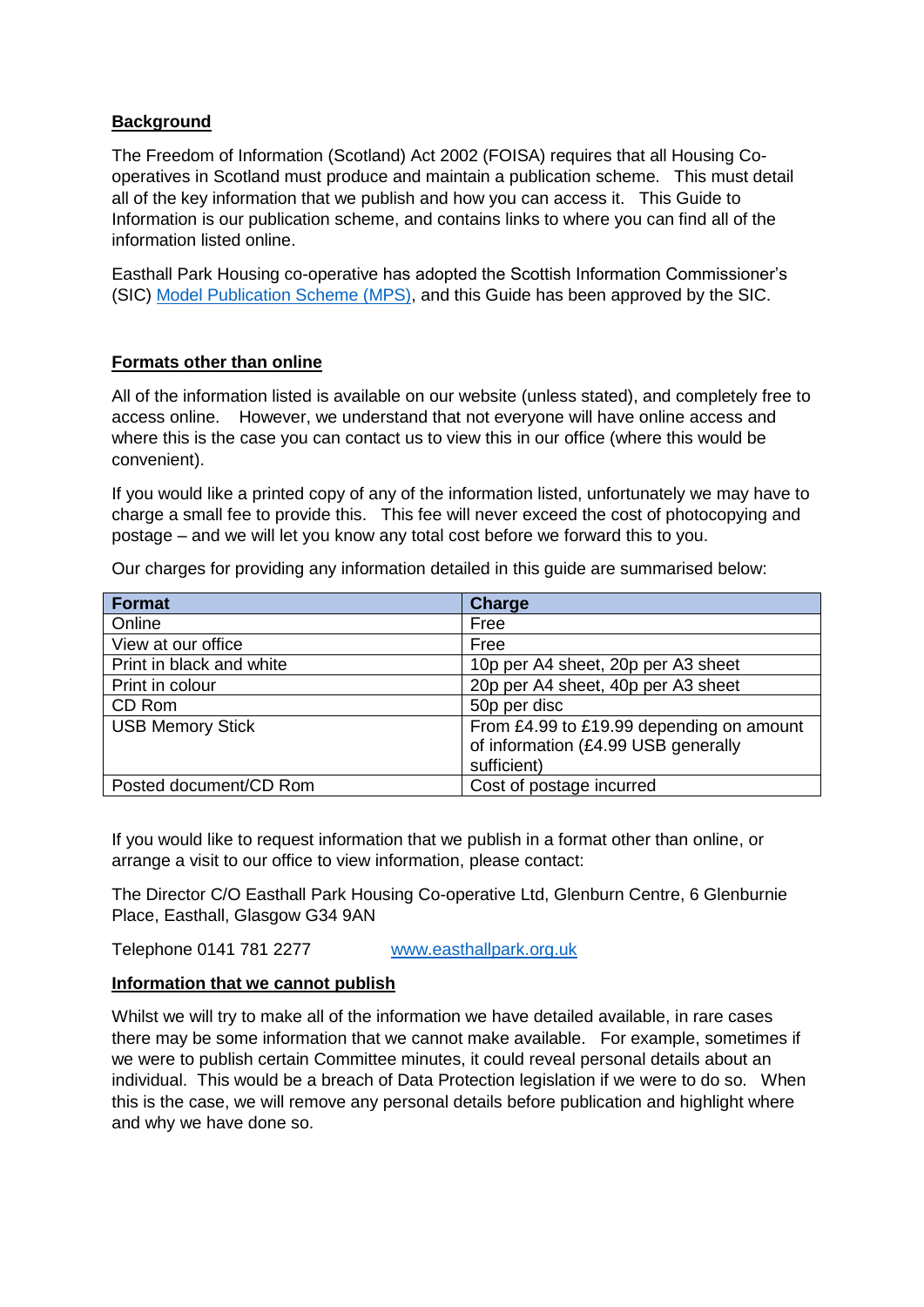## Background

The Freedom of Information (Scotland) Act 2002 (FOISA) requires that all Housing Co-operatives in Scotland must produce and maintain a publication scheme. This must detail all of the key information that we publish and how you can access it. This Guide to Information is our publication scheme, and contains links to where you can find all of the information listed online.

Easthall Park Housing co-operative has adopted the Scottish Information Commissioner's (SIC) [Model Publication Scheme (MPS)](), and this Guide has been approved by the SIC.

## Formats other than online

All of the information listed is available on our website (unless stated), and completely free to access online. However, we understand that not everyone will have online access and where this is the case you can contact us to view this in our office (where this would be convenient).

If you would like a printed copy of any of the information listed, unfortunately we may have to charge a small fee to provide this. This fee will never exceed the cost of photocopying and postage – and we will let you know any total cost before we forward this to you.

Our charges for providing any information detailed in this guide are summarised below:

| Format | Charge |
|---|---|
| Online | Free |
| View at our office | Free |
| Print in black and white | 10p per A4 sheet, 20p per A3 sheet |
| Print in colour | 20p per A4 sheet, 40p per A3 sheet |
| CD Rom | 50p per disc |
| USB Memory Stick | From £4.99 to £19.99 depending on amount of information (£4.99 USB generally sufficient) |
| Posted document/CD Rom | Cost of postage incurred |

If you would like to request information that we publish in a format other than online, or arrange a visit to our office to view information, please contact:

The Director C/O Easthall Park Housing Co-operative Ltd, Glenburn Centre, 6 Glenburnie Place, Easthall, Glasgow G34 9AN

Telephone 0141 781 2277 www.easthallpark.org.uk

## Information that we cannot publish

Whilst we will try to make all of the information we have detailed available, in rare cases there may be some information that we cannot make available. For example, sometimes if we were to publish certain Committee minutes, it could reveal personal details about an individual. This would be a breach of Data Protection legislation if we were to do so. When this is the case, we will remove any personal details before publication and highlight where and why we have done so.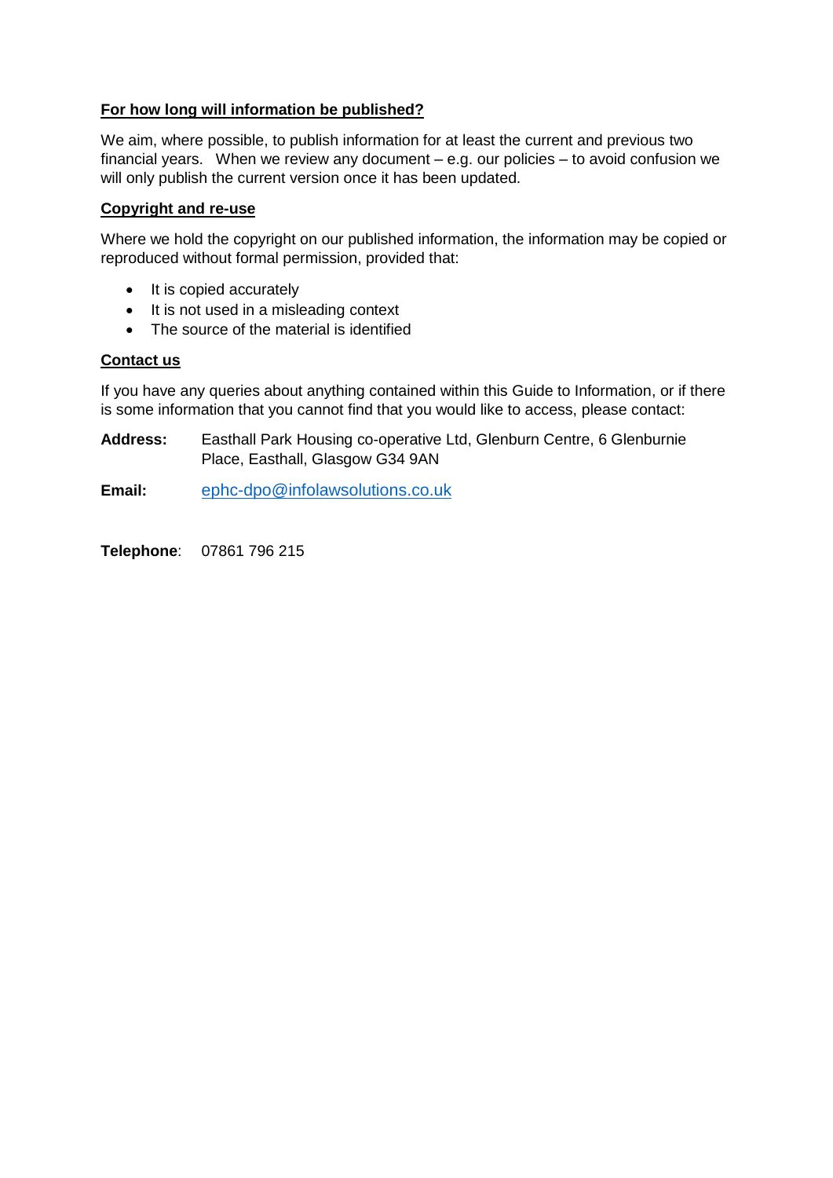## For how long will information be published?

We aim, where possible, to publish information for at least the current and previous two financial years. When we review any document – e.g. our policies – to avoid confusion we will only publish the current version once it has been updated.

## Copyright and re-use

Where we hold the copyright on our published information, the information may be copied or reproduced without formal permission, provided that:

- It is copied accurately
- It is not used in a misleading context
- The source of the material is identified

## Contact us

If you have any queries about anything contained within this Guide to Information, or if there is some information that you cannot find that you would like to access, please contact:

**Address:** Easthall Park Housing co-operative Ltd, Glenburn Centre, 6 Glenburnie Place, Easthall, Glasgow G34 9AN

**Email:** ephc-dpo@infolawsolutions.co.uk

**Telephone**: 07861 796 215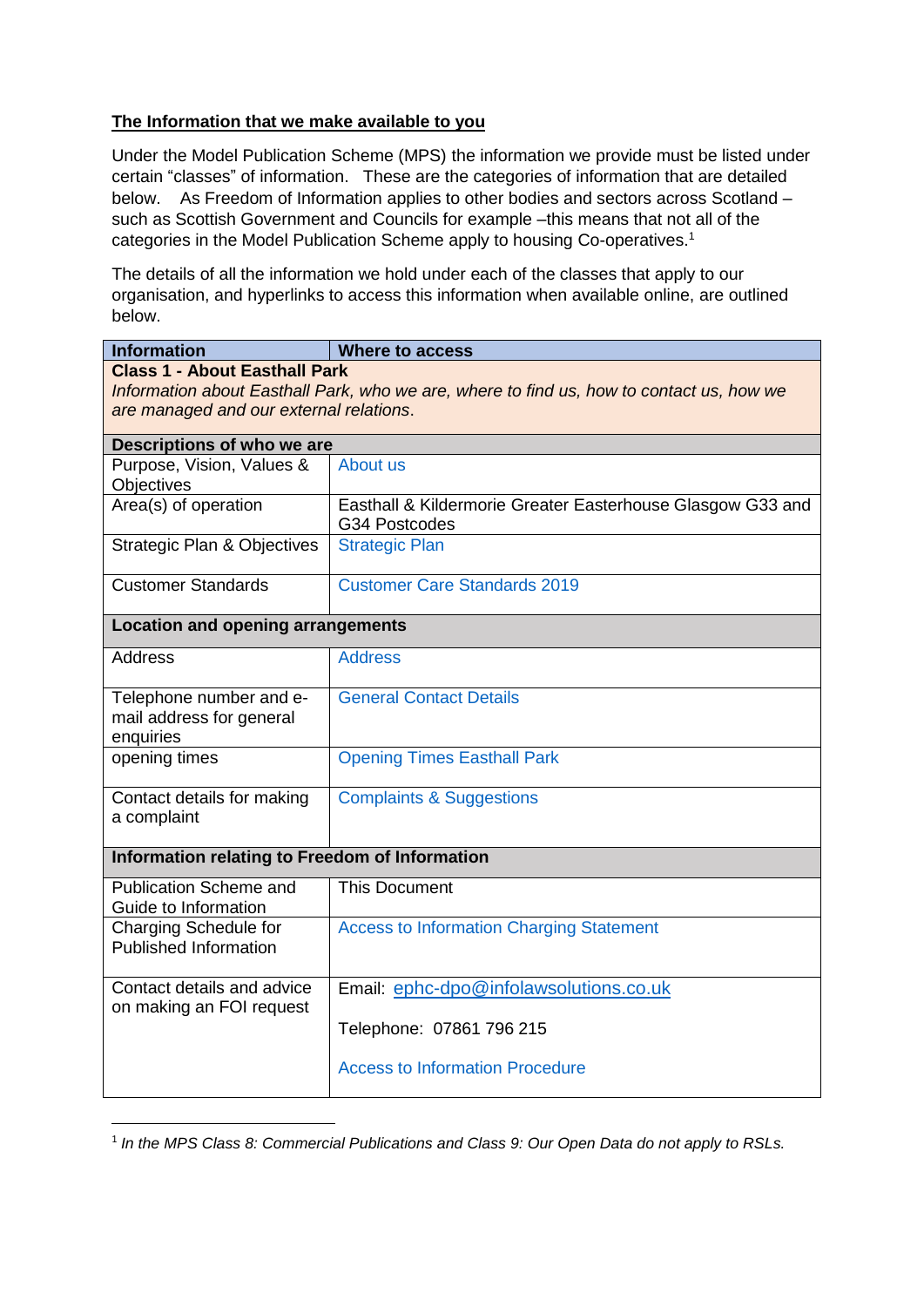## The Information that we make available to you

Under the Model Publication Scheme (MPS) the information we provide must be listed under certain "classes" of information. These are the categories of information that are detailed below. As Freedom of Information applies to other bodies and sectors across Scotland – such as Scottish Government and Councils for example –this means that not all of the categories in the Model Publication Scheme apply to housing Co-operatives.[1]

The details of all the information we hold under each of the classes that apply to our organisation, and hyperlinks to access this information when available online, are outlined below.

| Information | Where to access |
|---|---|
| **Class 1 - About Easthall Park**<br>*Information about Easthall Park, who we are, where to find us, how to contact us, how we are managed and our external relations.* | |
| **Descriptions of who we are** | |
| Purpose, Vision, Values & Objectives | About us |
| Area(s) of operation | Easthall & Kildermorie Greater Easterhouse Glasgow G33 and G34 Postcodes |
| Strategic Plan & Objectives | Strategic Plan |
| Customer Standards | Customer Care Standards 2019 |
| **Location and opening arrangements** | |
| Address | Address |
| Telephone number and e-mail address for general enquiries | General Contact Details |
| opening times | Opening Times Easthall Park |
| Contact details for making a complaint | Complaints & Suggestions |
| **Information relating to Freedom of Information** | |
| Publication Scheme and Guide to Information | This Document |
| Charging Schedule for Published Information | Access to Information Charging Statement |
| Contact details and advice on making an FOI request | Email: ephc-dpo@infolawsolutions.co.uk<br><br>Telephone: 07861 796 215<br><br>Access to Information Procedure |

[1] *In the MPS Class 8: Commercial Publications and Class 9: Our Open Data do not apply to RSLs.*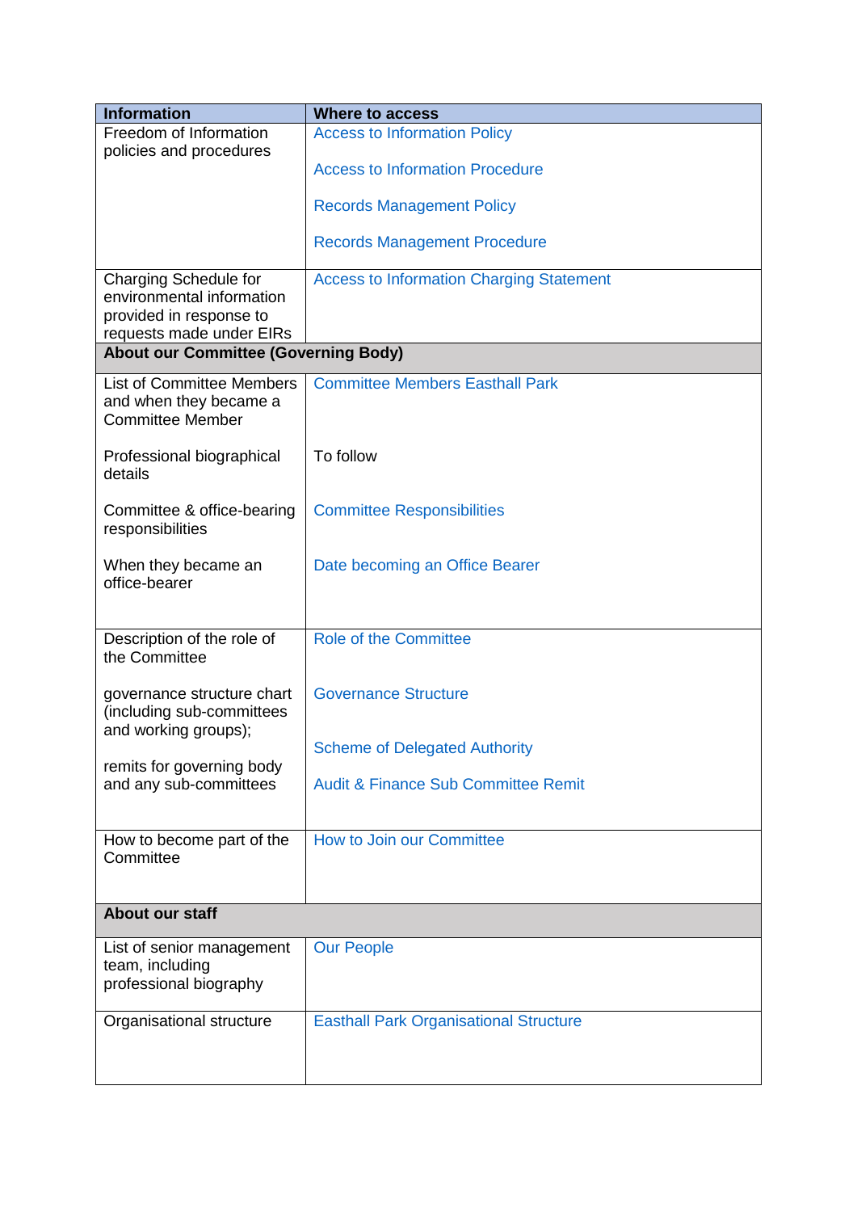| Information | Where to access |
|---|---|
| Freedom of Information policies and procedures | Access to Information Policy<br><br>Access to Information Procedure<br><br>Records Management Policy<br><br>Records Management Procedure |
| Charging Schedule for environmental information provided in response to requests made under EIRs | Access to Information Charging Statement |
| **About our Committee (Governing Body)** | |
| List of Committee Members and when they became a Committee Member<br><br>Professional biographical details<br><br>Committee & office-bearing responsibilities<br><br>When they became an office-bearer | Committee Members Easthall Park<br><br>To follow<br><br>Committee Responsibilities<br><br>Date becoming an Office Bearer |
| Description of the role of the Committee<br><br>governance structure chart (including sub-committees and working groups);<br><br>remits for governing body and any sub-committees | Role of the Committee<br><br>Governance Structure<br><br>Scheme of Delegated Authority<br><br>Audit & Finance Sub Committee Remit |
| How to become part of the Committee | How to Join our Committee |
| **About our staff** | |
| List of senior management team, including professional biography | Our People |
| Organisational structure | Easthall Park Organisational Structure |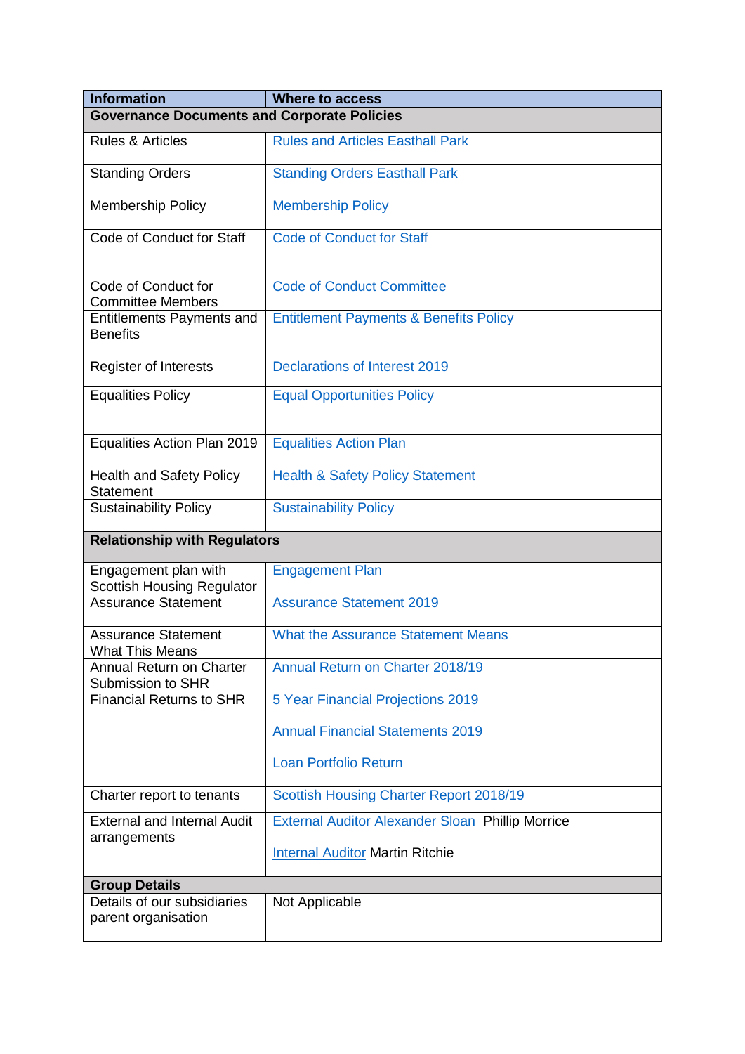| Information | Where to access |
|---|---|
| **Governance Documents and Corporate Policies** | |
| Rules & Articles | Rules and Articles Easthall Park |
| Standing Orders | Standing Orders Easthall Park |
| Membership Policy | Membership Policy |
| Code of Conduct for Staff | Code of Conduct for Staff |
| Code of Conduct for Committee Members | Code of Conduct Committee |
| Entitlements Payments and Benefits | Entitlement Payments & Benefits Policy |
| Register of Interests | Declarations of Interest 2019 |
| Equalities Policy | Equal Opportunities Policy |
| Equalities Action Plan 2019 | Equalities Action Plan |
| Health and Safety Policy Statement | Health & Safety Policy Statement |
| Sustainability Policy | Sustainability Policy |
| **Relationship with Regulators** | |
| Engagement plan with Scottish Housing Regulator | Engagement Plan |
| Assurance Statement | Assurance Statement 2019 |
| Assurance Statement What This Means | What the Assurance Statement Means |
| Annual Return on Charter Submission to SHR | Annual Return on Charter 2018/19 |
| Financial Returns to SHR | 5 Year Financial Projections 2019<br><br>Annual Financial Statements 2019<br><br>Loan Portfolio Return |
| Charter report to tenants | Scottish Housing Charter Report 2018/19 |
| External and Internal Audit arrangements | External Auditor Alexander Sloan Phillip Morrice<br><br>Internal Auditor Martin Ritchie |
| **Group Details** | |
| Details of our subsidiaries parent organisation | Not Applicable |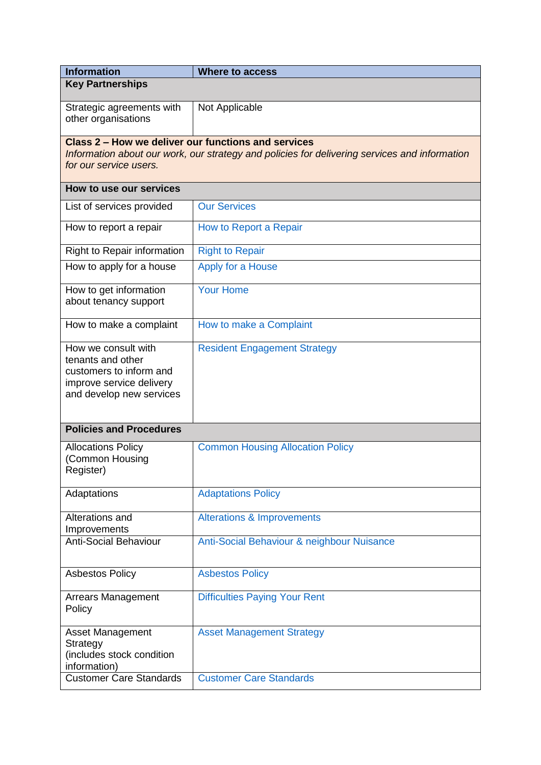| Information | Where to access |
|---|---|
| **Key Partnerships** | |
| Strategic agreements with other organisations | Not Applicable |
| **Class 2 – How we deliver our functions and services** *Information about our work, our strategy and policies for delivering services and information for our service users.* | |
| **How to use our services** | |
| List of services provided | Our Services |
| How to report a repair | How to Report a Repair |
| Right to Repair information | Right to Repair |
| How to apply for a house | Apply for a House |
| How to get information about tenancy support | Your Home |
| How to make a complaint | How to make a Complaint |
| How we consult with tenants and other customers to inform and improve service delivery and develop new services | Resident Engagement Strategy |
| **Policies and Procedures** | |
| Allocations Policy (Common Housing Register) | Common Housing Allocation Policy |
| Adaptations | Adaptations Policy |
| Alterations and Improvements | Alterations & Improvements |
| Anti-Social Behaviour | Anti-Social Behaviour & neighbour Nuisance |
| Asbestos Policy | Asbestos Policy |
| Arrears Management Policy | Difficulties Paying Your Rent |
| Asset Management Strategy (includes stock condition information) | Asset Management Strategy |
| Customer Care Standards | Customer Care Standards |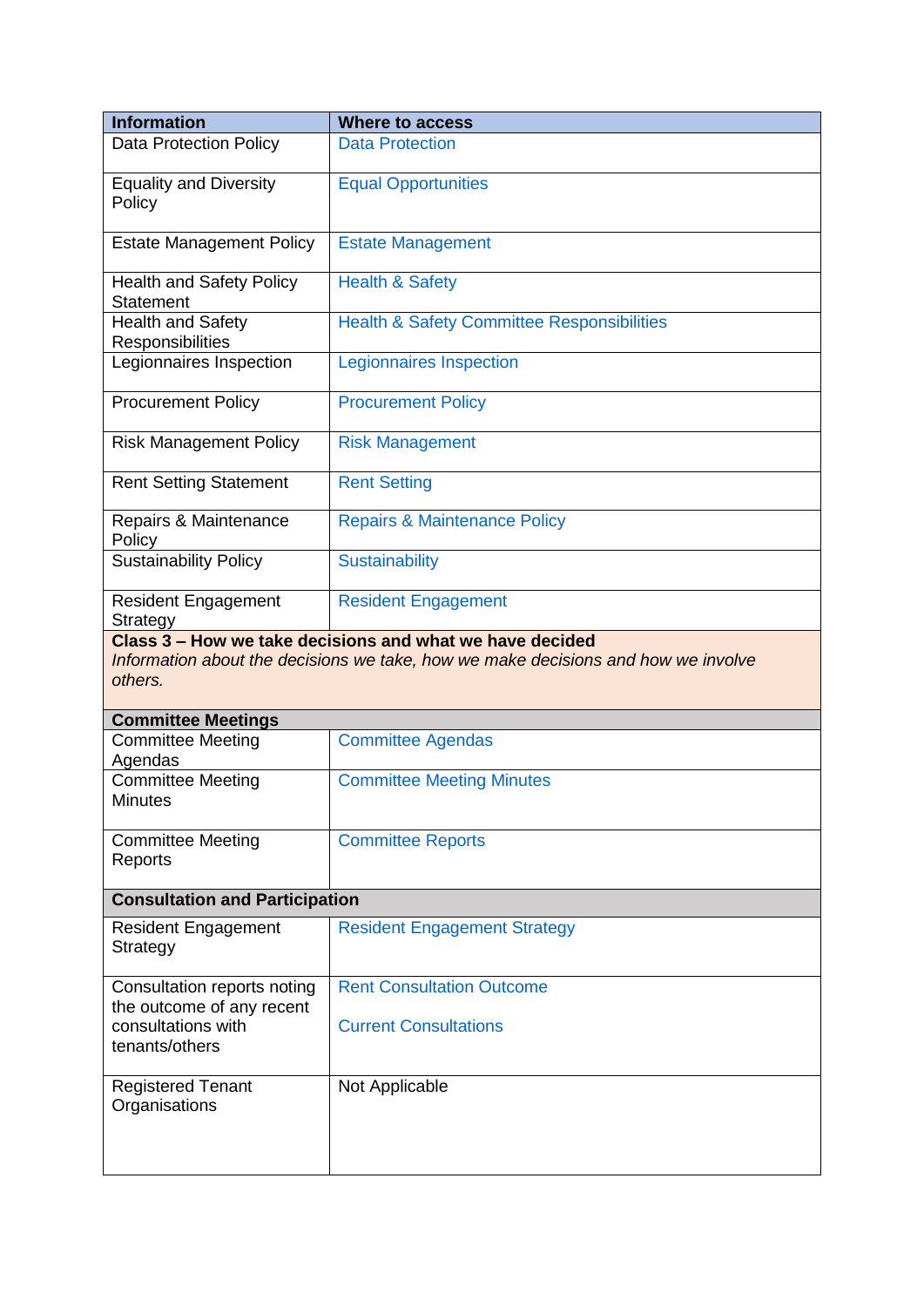| Information | Where to access |
|---|---|
| Data Protection Policy | Data Protection |
| Equality and Diversity Policy | Equal Opportunities |
| Estate Management Policy | Estate Management |
| Health and Safety Policy Statement | Health & Safety |
| Health and Safety Responsibilities | Health & Safety Committee Responsibilities |
| Legionnaires Inspection | Legionnaires Inspection |
| Procurement Policy | Procurement Policy |
| Risk Management Policy | Risk Management |
| Rent Setting Statement | Rent Setting |
| Repairs & Maintenance Policy | Repairs & Maintenance Policy |
| Sustainability Policy | Sustainability |
| Resident Engagement Strategy | Resident Engagement |
| **Class 3 – How we take decisions and what we have decided** *Information about the decisions we take, how we make decisions and how we involve others.* | |
| **Committee Meetings** | |
| Committee Meeting Agendas | Committee Agendas |
| Committee Meeting Minutes | Committee Meeting Minutes |
| Committee Meeting Reports | Committee Reports |
| **Consultation and Participation** | |
| Resident Engagement Strategy | Resident Engagement Strategy |
| Consultation reports noting the outcome of any recent consultations with tenants/others | Rent Consultation Outcome<br><br>Current Consultations |
| Registered Tenant Organisations | Not Applicable |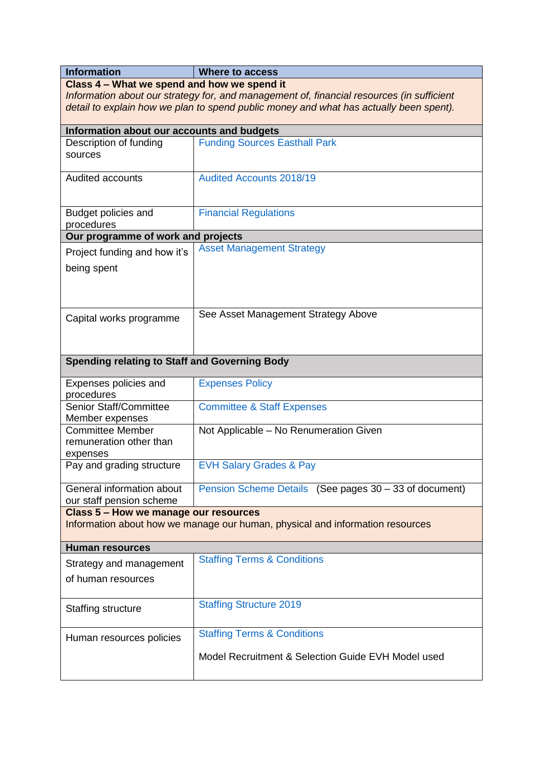| Information | Where to access |
|---|---|
| **Class 4 – What we spend and how we spend it**<br>*Information about our strategy for, and management of, financial resources (in sufficient detail to explain how we plan to spend public money and what has actually been spent).* | |
| **Information about our accounts and budgets** | |
| Description of funding sources | Funding Sources Easthall Park |
| Audited accounts | Audited Accounts 2018/19 |
| Budget policies and procedures | Financial Regulations |
| **Our programme of work and projects** | |
| Project funding and how it's being spent | Asset Management Strategy |
| Capital works programme | See Asset Management Strategy Above |
| **Spending relating to Staff and Governing Body** | |
| Expenses policies and procedures | Expenses Policy |
| Senior Staff/Committee Member expenses | Committee & Staff Expenses |
| Committee Member remuneration other than expenses | Not Applicable – No Renumeration Given |
| Pay and grading structure | EVH Salary Grades & Pay |
| General information about our staff pension scheme | Pension Scheme Details (See pages 30 – 33 of document) |
| **Class 5 – How we manage our resources**<br>Information about how we manage our human, physical and information resources | |
| **Human resources** | |
| Strategy and management of human resources | Staffing Terms & Conditions |
| Staffing structure | Staffing Structure 2019 |
| Human resources policies | Staffing Terms & Conditions<br><br>Model Recruitment & Selection Guide EVH Model used |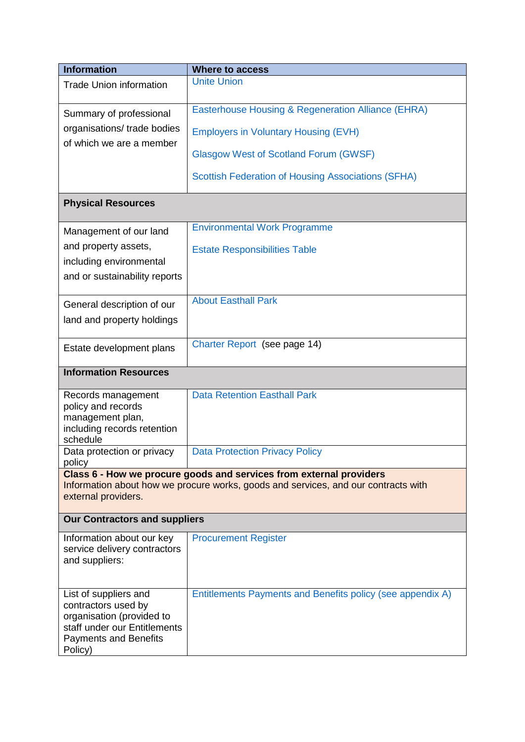| Information | Where to access |
| --- | --- |
| Trade Union information | Unite Union |
| Summary of professional organisations/ trade bodies of which we are a member | Easterhouse Housing & Regeneration Alliance (EHRA)<br><br>Employers in Voluntary Housing (EVH)<br><br>Glasgow West of Scotland Forum (GWSF)<br><br>Scottish Federation of Housing Associations (SFHA) |
| **Physical Resources** | |
| Management of our land and property assets, including environmental and or sustainability reports | Environmental Work Programme<br><br>Estate Responsibilities Table |
| General description of our land and property holdings | About Easthall Park |
| Estate development plans | Charter Report (see page 14) |
| **Information Resources** | |
| Records management policy and records management plan, including records retention schedule | Data Retention Easthall Park |
| Data protection or privacy policy | Data Protection Privacy Policy |
| **Class 6 - How we procure goods and services from external providers**<br>Information about how we procure works, goods and services, and our contracts with external providers. | |
| **Our Contractors and suppliers** | |
| Information about our key service delivery contractors and suppliers: | Procurement Register |
| List of suppliers and contractors used by organisation (provided to staff under our Entitlements Payments and Benefits Policy) | Entitlements Payments and Benefits policy (see appendix A) |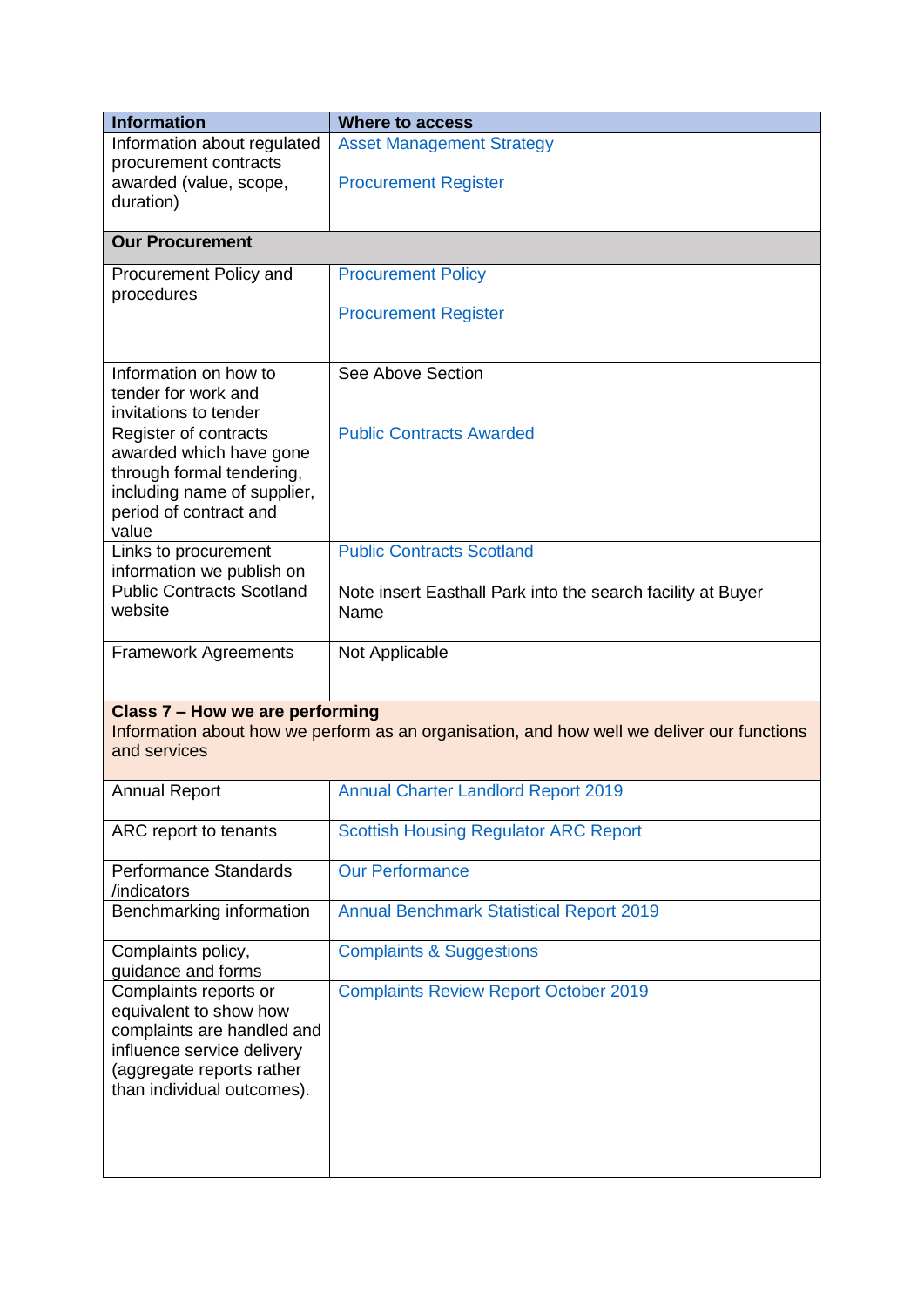| Information | Where to access |
|---|---|
| Information about regulated procurement contracts awarded (value, scope, duration) | Asset Management Strategy<br><br>Procurement Register |
| **Our Procurement** | |
| Procurement Policy and procedures | Procurement Policy<br><br>Procurement Register |
| Information on how to tender for work and invitations to tender | See Above Section |
| Register of contracts awarded which have gone through formal tendering, including name of supplier, period of contract and value | Public Contracts Awarded |
| Links to procurement information we publish on Public Contracts Scotland website | Public Contracts Scotland<br><br>Note insert Easthall Park into the search facility at Buyer Name |
| Framework Agreements | Not Applicable |
| **Class 7 – How we are performing**<br>Information about how we perform as an organisation, and how well we deliver our functions and services | |
| Annual Report | Annual Charter Landlord Report 2019 |
| ARC report to tenants | Scottish Housing Regulator ARC Report |
| Performance Standards /indicators | Our Performance |
| Benchmarking information | Annual Benchmark Statistical Report 2019 |
| Complaints policy, guidance and forms | Complaints & Suggestions |
| Complaints reports or equivalent to show how complaints are handled and influence service delivery (aggregate reports rather than individual outcomes). | Complaints Review Report October 2019 |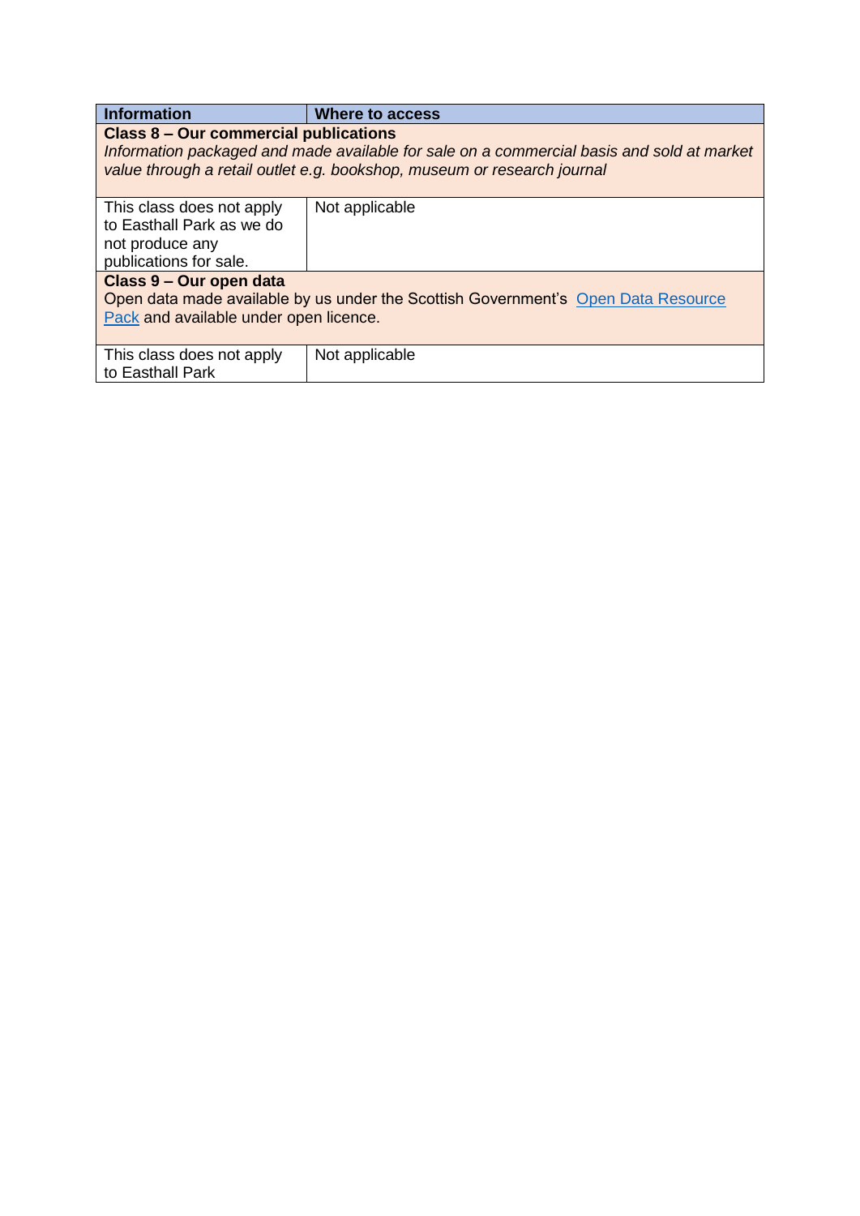| Information | Where to access |
|---|---|
| **Class 8 – Our commercial publications**<br>*Information packaged and made available for sale on a commercial basis and sold at market value through a retail outlet e.g. bookshop, museum or research journal* | |
| This class does not apply to Easthall Park as we do not produce any publications for sale. | Not applicable |
| **Class 9 – Our open data**<br>Open data made available by us under the Scottish Government's Open Data Resource Pack and available under open licence. | |
| This class does not apply to Easthall Park | Not applicable |